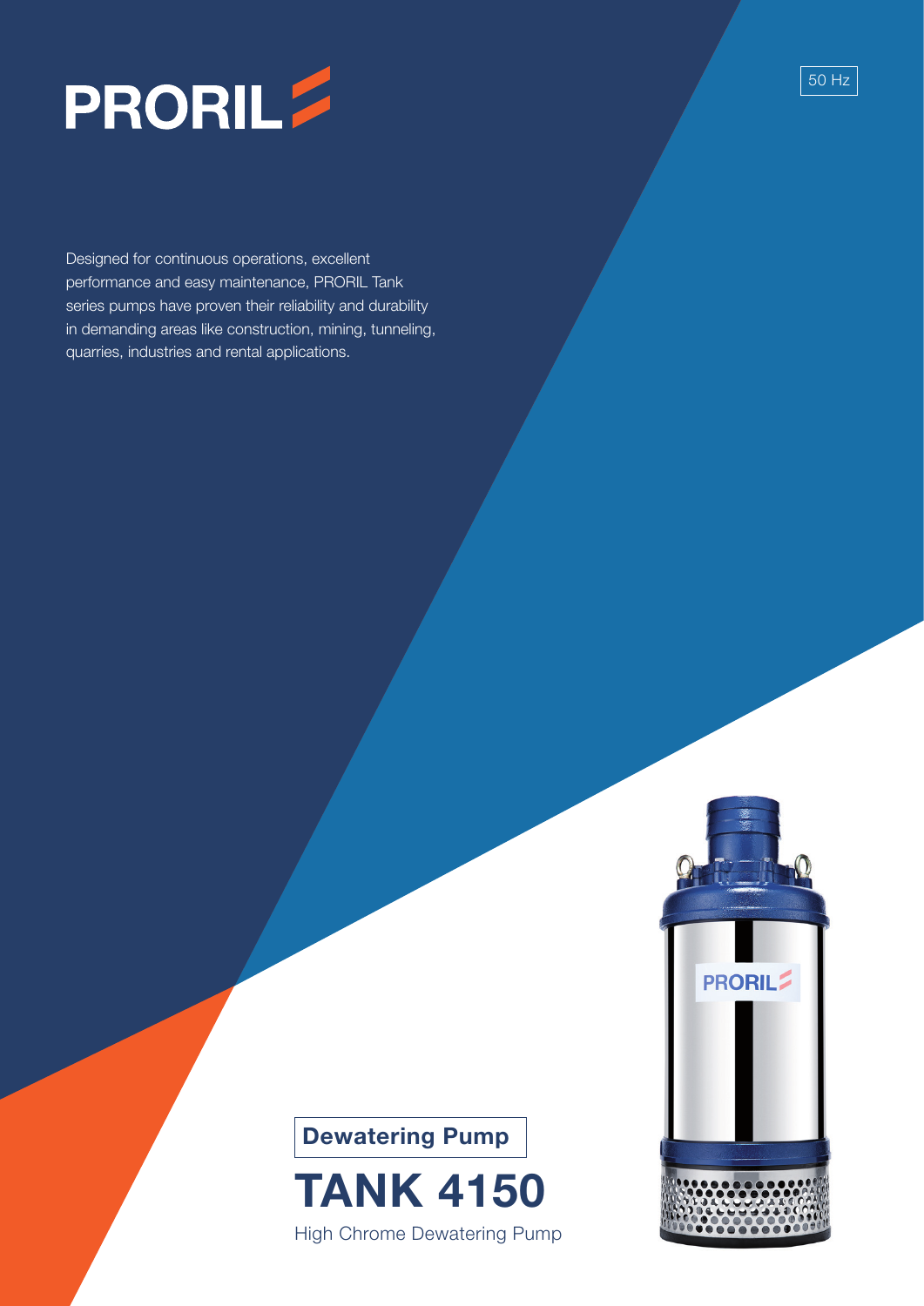# PRORIL

50 Hz

Designed for continuous operations, excellent performance and easy maintenance, PRORIL Tank series pumps have proven their reliability and durability in demanding areas like construction, mining, tunneling, quarries, industries and rental applications.

**Dewatering Pump**

# TANK 4150

High Chrome Dewatering Pump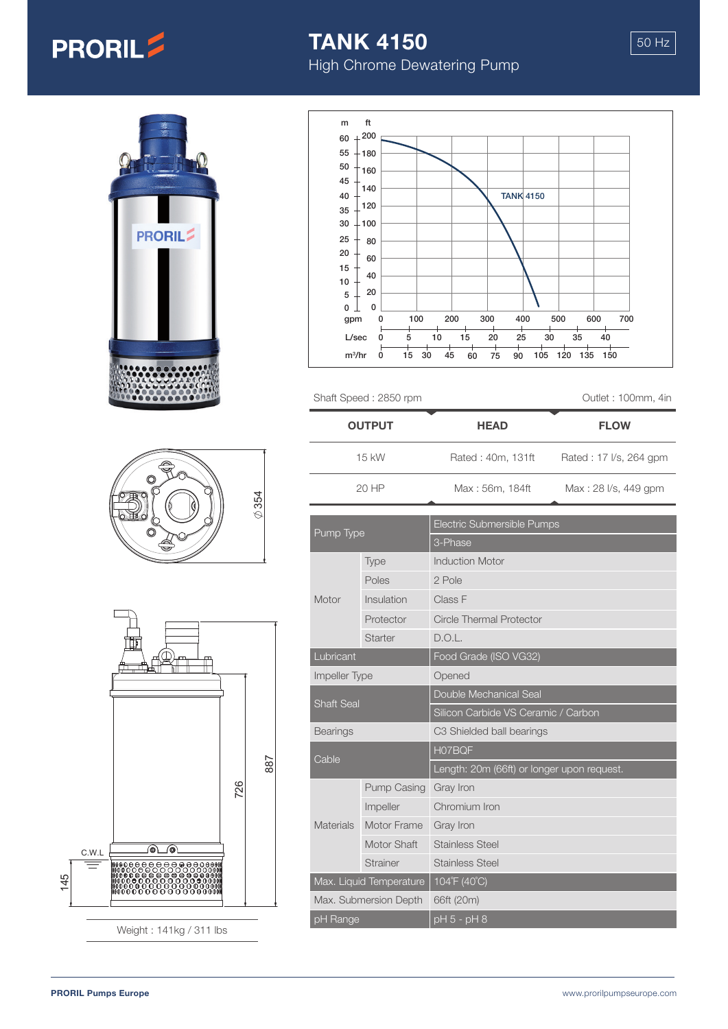PRORIL

# TANK 4150

High Chrome Dewatering Pump

50 Hz

m ft
60 200
55 180
50 160
45 140
40 120
35 100
30 80
25 60
20 40
15 20
10 0
5
0

TANK 4150

gpm 0 100 200 300 400 500 600 700
L/sec 0 5 10 15 20 25 30 35 40
m³/hr 0 15 30 45 60 75 90 105 120 135 150

Shaft Speed : 2850 rpm

Outlet : 100mm, 4in

| OUTPUT | HEAD | FLOW |
|---|---|---|
| 15 kW | Rated : 40m, 131ft | Rated : 17 l/s, 264 gpm |
| 20 HP | Max : 56m, 184ft | Max : 28 l/s, 449 gpm |

| | | |
|---|---|---|
| Pump Type | | Electric Submersible Pumps |
| | | 3-Phase |
| Motor | Type | Induction Motor |
| | Poles | 2 Pole |
| | Insulation | Class F |
| | Protector | Circle Thermal Protector |
| | Starter | D.O.L. |
| Lubricant | | Food Grade (ISO VG32) |
| Impeller Type | | Opened |
| Shaft Seal | | Double Mechanical Seal |
| | | Silicon Carbide VS Ceramic / Carbon |
| Bearings | | C3 Shielded ball bearings |
| Cable | | H07BQF |
| | | Length: 20m (66ft) or longer upon request. |
| Materials | Pump Casing | Gray Iron |
| | Impeller | Chromium Iron |
| | Motor Frame | Gray Iron |
| | Motor Shaft | Stainless Steel |
| | Strainer | Stainless Steel |
| Max. Liquid Temperature | | 104°F (40°C) |
| Max. Submersion Depth | | 66ft (20m) |
| pH Range | | pH 5 - pH 8 |

∅354

887

726

C.W.L

145

Weight : 141kg / 311 lbs

PRORIL Pumps Europe

www.prorilpumpseurope.com